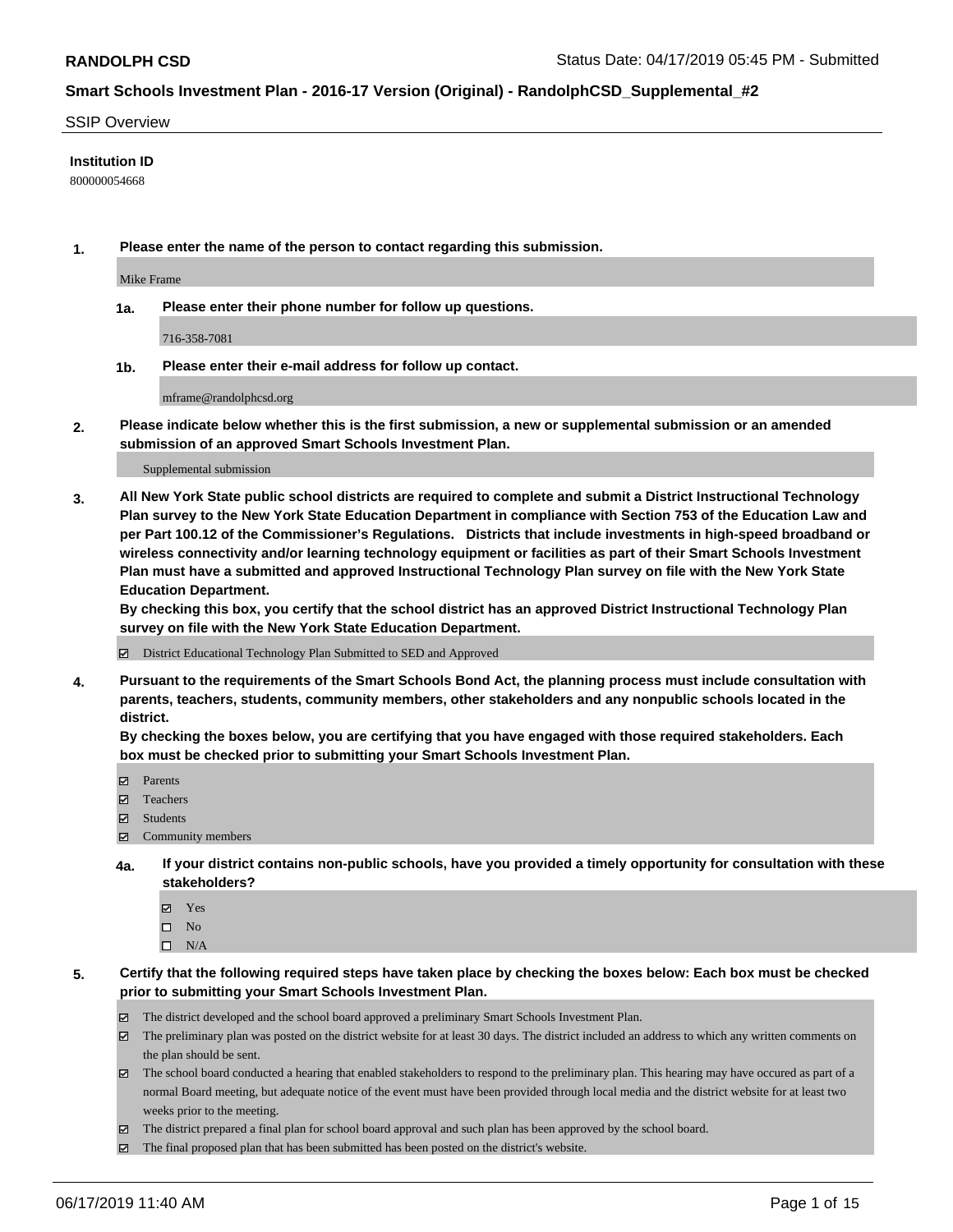**RANDOLPH CSD**

Status Date: 04/17/2019 05:45 PM - Submitted

## Smart Schools Investment Plan - 2016-17 Version (Original) - RandolphCSD_Supplemental_#2

SSIP Overview

**Institution ID**

800000054668

**1. Please enter the name of the person to contact regarding this submission.**

Mike Frame

**1a. Please enter their phone number for follow up questions.**

716-358-7081

**1b. Please enter their e-mail address for follow up contact.**

mframe@randolphcsd.org

**2. Please indicate below whether this is the first submission, a new or supplemental submission or an amended submission of an approved Smart Schools Investment Plan.**

Supplemental submission

**3. All New York State public school districts are required to complete and submit a District Instructional Technology Plan survey to the New York State Education Department in compliance with Section 753 of the Education Law and per Part 100.12 of the Commissioner's Regulations. Districts that include investments in high-speed broadband or wireless connectivity and/or learning technology equipment or facilities as part of their Smart Schools Investment Plan must have a submitted and approved Instructional Technology Plan survey on file with the New York State Education Department.**
**By checking this box, you certify that the school district has an approved District Instructional Technology Plan survey on file with the New York State Education Department.**

- [x] District Educational Technology Plan Submitted to SED and Approved

**4. Pursuant to the requirements of the Smart Schools Bond Act, the planning process must include consultation with parents, teachers, students, community members, other stakeholders and any nonpublic schools located in the district.**
**By checking the boxes below, you are certifying that you have engaged with those required stakeholders. Each box must be checked prior to submitting your Smart Schools Investment Plan.**

- [x] Parents
- [x] Teachers
- [x] Students
- [x] Community members

**4a. If your district contains non-public schools, have you provided a timely opportunity for consultation with these stakeholders?**

- [x] Yes
- [ ] No
- [ ] N/A

**5. Certify that the following required steps have taken place by checking the boxes below: Each box must be checked prior to submitting your Smart Schools Investment Plan.**

- [x] The district developed and the school board approved a preliminary Smart Schools Investment Plan.
- [x] The preliminary plan was posted on the district website for at least 30 days. The district included an address to which any written comments on the plan should be sent.
- [x] The school board conducted a hearing that enabled stakeholders to respond to the preliminary plan. This hearing may have occured as part of a normal Board meeting, but adequate notice of the event must have been provided through local media and the district website for at least two weeks prior to the meeting.
- [x] The district prepared a final plan for school board approval and such plan has been approved by the school board.
- [x] The final proposed plan that has been submitted has been posted on the district's website.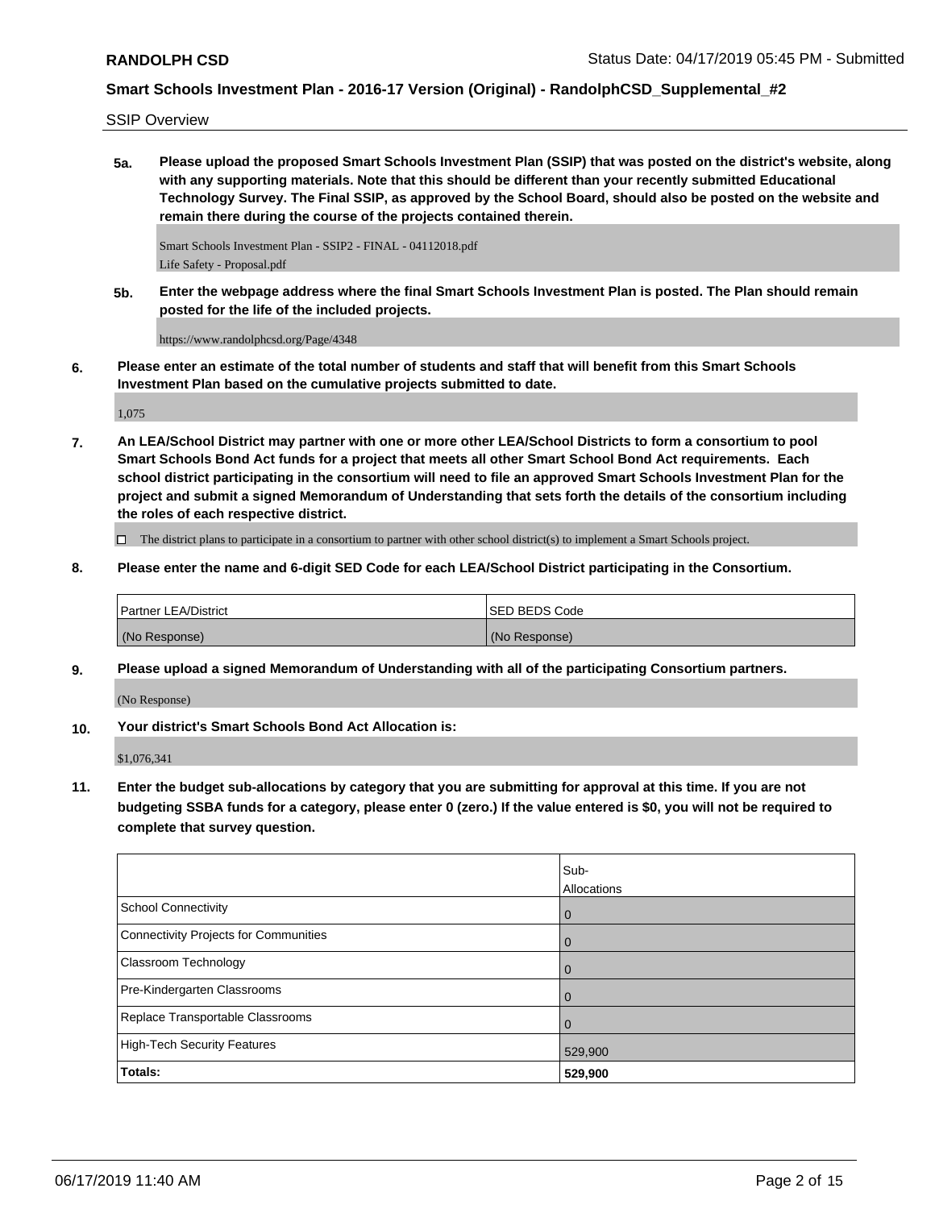SSIP Overview

**5a. Please upload the proposed Smart Schools Investment Plan (SSIP) that was posted on the district's website, along with any supporting materials. Note that this should be different than your recently submitted Educational Technology Survey. The Final SSIP, as approved by the School Board, should also be posted on the website and remain there during the course of the projects contained therein.**

Smart Schools Investment Plan - SSIP2 - FINAL - 04112018.pdf
Life Safety - Proposal.pdf

**5b. Enter the webpage address where the final Smart Schools Investment Plan is posted. The Plan should remain posted for the life of the included projects.**

https://www.randolphcsd.org/Page/4348

**6. Please enter an estimate of the total number of students and staff that will benefit from this Smart Schools Investment Plan based on the cumulative projects submitted to date.**

1,075

**7. An LEA/School District may partner with one or more other LEA/School Districts to form a consortium to pool Smart Schools Bond Act funds for a project that meets all other Smart School Bond Act requirements. Each school district participating in the consortium will need to file an approved Smart Schools Investment Plan for the project and submit a signed Memorandum of Understanding that sets forth the details of the consortium including the roles of each respective district.**

☐ The district plans to participate in a consortium to partner with other school district(s) to implement a Smart Schools project.

**8. Please enter the name and 6-digit SED Code for each LEA/School District participating in the Consortium.**

| Partner LEA/District | SED BEDS Code |
|---|---|
| (No Response) | (No Response) |

**9. Please upload a signed Memorandum of Understanding with all of the participating Consortium partners.**

(No Response)

**10. Your district's Smart Schools Bond Act Allocation is:**

$1,076,341

**11. Enter the budget sub-allocations by category that you are submitting for approval at this time. If you are not budgeting SSBA funds for a category, please enter 0 (zero.) If the value entered is $0, you will not be required to complete that survey question.**

| | Sub-Allocations |
|---|---|
| School Connectivity | 0 |
| Connectivity Projects for Communities | 0 |
| Classroom Technology | 0 |
| Pre-Kindergarten Classrooms | 0 |
| Replace Transportable Classrooms | 0 |
| High-Tech Security Features | 529,900 |
| **Totals:** | **529,900** |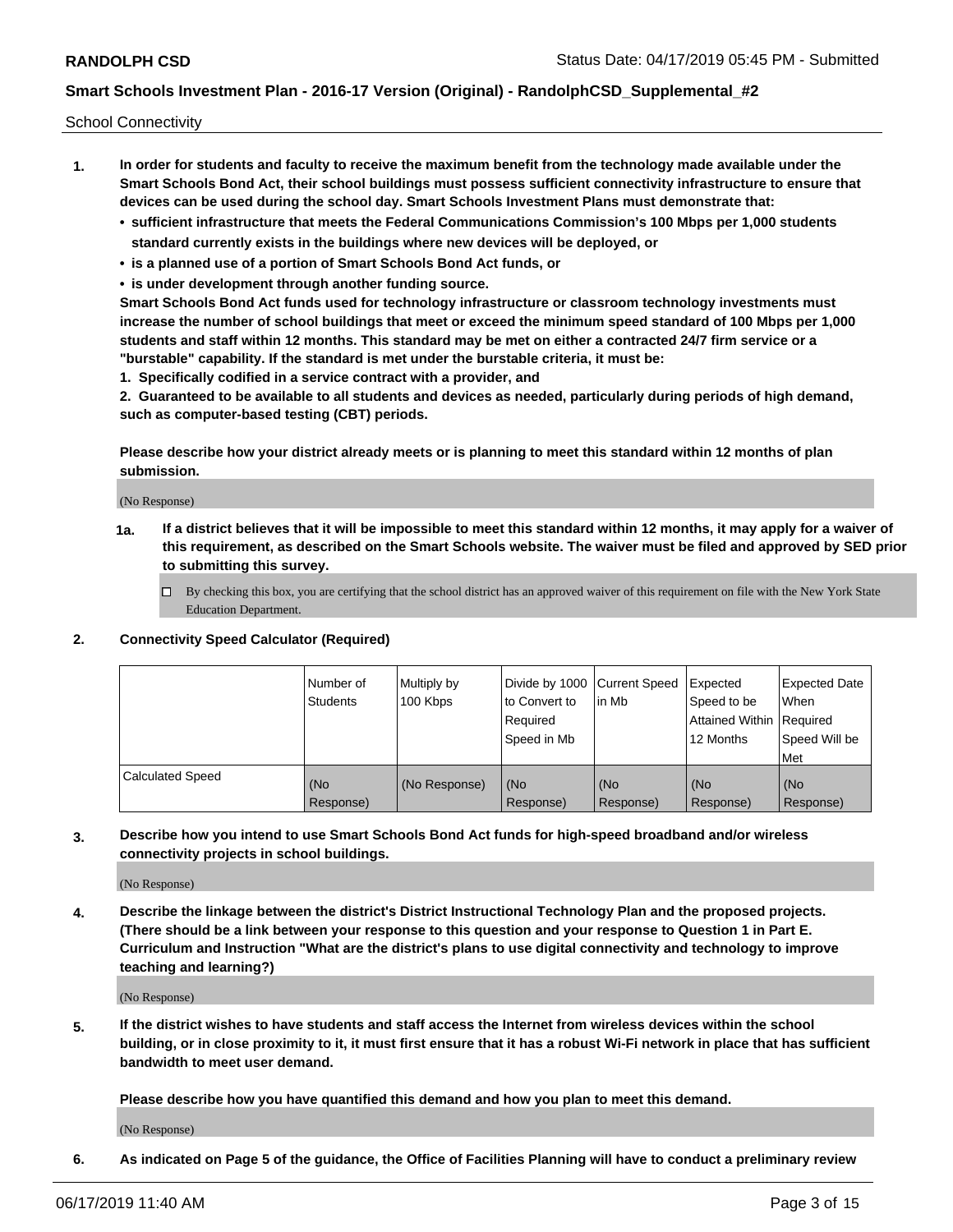School Connectivity

1. **In order for students and faculty to receive the maximum benefit from the technology made available under the Smart Schools Bond Act, their school buildings must possess sufficient connectivity infrastructure to ensure that devices can be used during the school day. Smart Schools Investment Plans must demonstrate that:**
   - **sufficient infrastructure that meets the Federal Communications Commission's 100 Mbps per 1,000 students standard currently exists in the buildings where new devices will be deployed, or**
   - **is a planned use of a portion of Smart Schools Bond Act funds, or**
   - **is under development through another funding source.**

   **Smart Schools Bond Act funds used for technology infrastructure or classroom technology investments must increase the number of school buildings that meet or exceed the minimum speed standard of 100 Mbps per 1,000 students and staff within 12 months. This standard may be met on either a contracted 24/7 firm service or a "burstable" capability. If the standard is met under the burstable criteria, it must be:**

   **1. Specifically codified in a service contract with a provider, and**

   **2. Guaranteed to be available to all students and devices as needed, particularly during periods of high demand, such as computer-based testing (CBT) periods.**

   **Please describe how your district already meets or is planning to meet this standard within 12 months of plan submission.**

   (No Response)

   **1a. If a district believes that it will be impossible to meet this standard within 12 months, it may apply for a waiver of this requirement, as described on the Smart Schools website. The waiver must be filed and approved by SED prior to submitting this survey.**

   ☐ By checking this box, you are certifying that the school district has an approved waiver of this requirement on file with the New York State Education Department.

2. **Connectivity Speed Calculator (Required)**

| | Number of Students | Multiply by 100 Kbps | Divide by 1000 to Convert to Required Speed in Mb | Current Speed in Mb | Expected Speed to be Attained Within 12 Months | Expected Date When Required Speed Will be Met |
|---|---|---|---|---|---|---|
| Calculated Speed | (No Response) | (No Response) | (No Response) | (No Response) | (No Response) | (No Response) |

3. **Describe how you intend to use Smart Schools Bond Act funds for high-speed broadband and/or wireless connectivity projects in school buildings.**

   (No Response)

4. **Describe the linkage between the district's District Instructional Technology Plan and the proposed projects. (There should be a link between your response to this question and your response to Question 1 in Part E. Curriculum and Instruction "What are the district's plans to use digital connectivity and technology to improve teaching and learning?)**

   (No Response)

5. **If the district wishes to have students and staff access the Internet from wireless devices within the school building, or in close proximity to it, it must first ensure that it has a robust Wi-Fi network in place that has sufficient bandwidth to meet user demand.**

   **Please describe how you have quantified this demand and how you plan to meet this demand.**

   (No Response)

6. **As indicated on Page 5 of the guidance, the Office of Facilities Planning will have to conduct a preliminary review**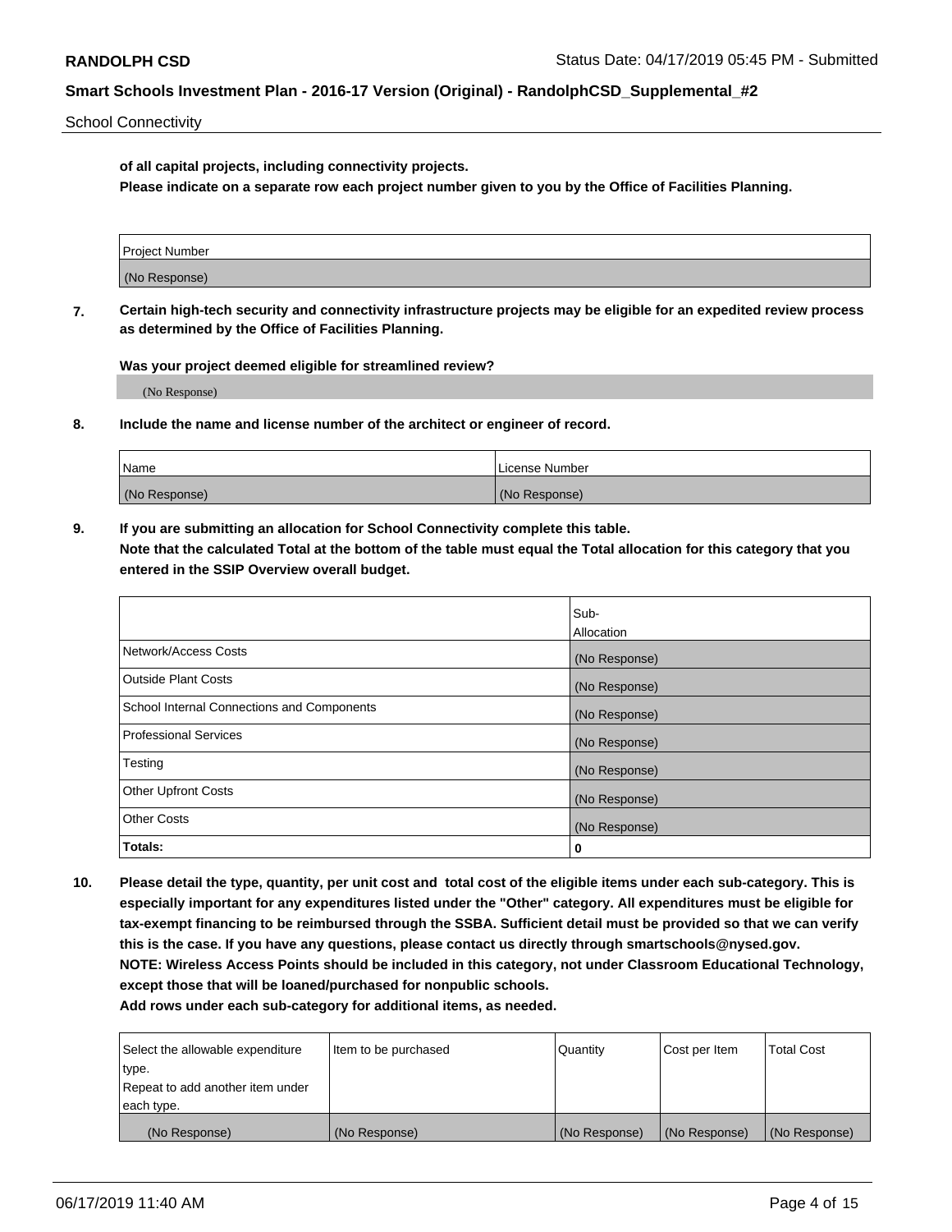**of all capital projects, including connectivity projects.**

**Please indicate on a separate row each project number given to you by the Office of Facilities Planning.**

| Project Number |
| --- |
| (No Response) |

**7. Certain high-tech security and connectivity infrastructure projects may be eligible for an expedited review process as determined by the Office of Facilities Planning.**

**Was your project deemed eligible for streamlined review?**

(No Response)

**8. Include the name and license number of the architect or engineer of record.**

| Name | License Number |
| --- | --- |
| (No Response) | (No Response) |

**9. If you are submitting an allocation for School Connectivity complete this table. Note that the calculated Total at the bottom of the table must equal the Total allocation for this category that you entered in the SSIP Overview overall budget.**

| | Sub-Allocation |
| --- | --- |
| Network/Access Costs | (No Response) |
| Outside Plant Costs | (No Response) |
| School Internal Connections and Components | (No Response) |
| Professional Services | (No Response) |
| Testing | (No Response) |
| Other Upfront Costs | (No Response) |
| Other Costs | (No Response) |
| **Totals:** | **0** |

**10. Please detail the type, quantity, per unit cost and total cost of the eligible items under each sub-category. This is especially important for any expenditures listed under the "Other" category. All expenditures must be eligible for tax-exempt financing to be reimbursed through the SSBA. Sufficient detail must be provided so that we can verify this is the case. If you have any questions, please contact us directly through smartschools@nysed.gov. NOTE: Wireless Access Points should be included in this category, not under Classroom Educational Technology, except those that will be loaned/purchased for nonpublic schools. Add rows under each sub-category for additional items, as needed.**

| Select the allowable expenditure type. Repeat to add another item under each type. | Item to be purchased | Quantity | Cost per Item | Total Cost |
| --- | --- | --- | --- | --- |
| (No Response) | (No Response) | (No Response) | (No Response) | (No Response) |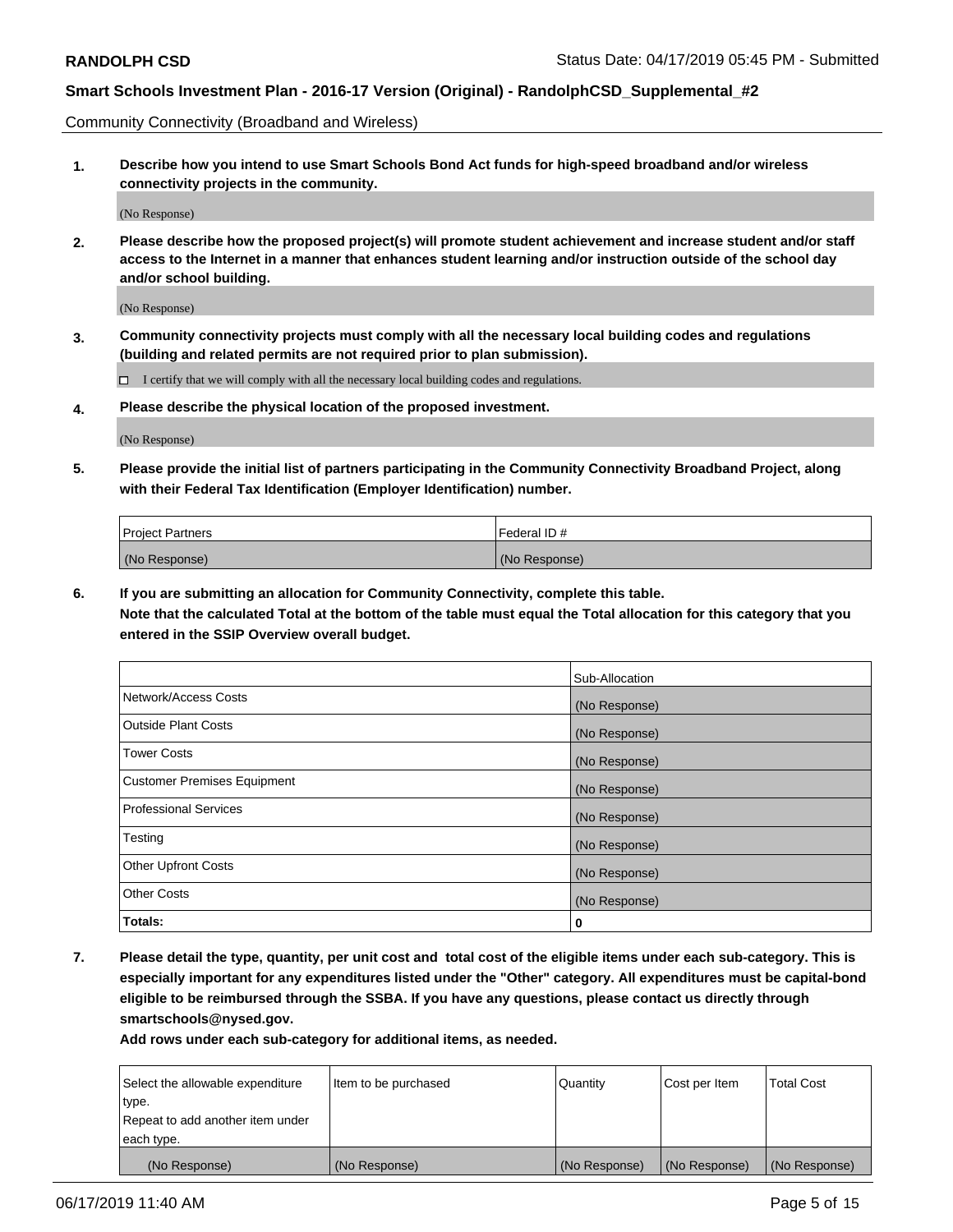Community Connectivity (Broadband and Wireless)

**1. Describe how you intend to use Smart Schools Bond Act funds for high-speed broadband and/or wireless connectivity projects in the community.**

(No Response)

**2. Please describe how the proposed project(s) will promote student achievement and increase student and/or staff access to the Internet in a manner that enhances student learning and/or instruction outside of the school day and/or school building.**

(No Response)

**3. Community connectivity projects must comply with all the necessary local building codes and regulations (building and related permits are not required prior to plan submission).**

☐ I certify that we will comply with all the necessary local building codes and regulations.

**4. Please describe the physical location of the proposed investment.**

(No Response)

**5. Please provide the initial list of partners participating in the Community Connectivity Broadband Project, along with their Federal Tax Identification (Employer Identification) number.**

| Project Partners | Federal ID # |
|---|---|
| (No Response) | (No Response) |

**6. If you are submitting an allocation for Community Connectivity, complete this table.**
**Note that the calculated Total at the bottom of the table must equal the Total allocation for this category that you entered in the SSIP Overview overall budget.**

| | Sub-Allocation |
|---|---|
| Network/Access Costs | (No Response) |
| Outside Plant Costs | (No Response) |
| Tower Costs | (No Response) |
| Customer Premises Equipment | (No Response) |
| Professional Services | (No Response) |
| Testing | (No Response) |
| Other Upfront Costs | (No Response) |
| Other Costs | (No Response) |
| **Totals:** | **0** |

**7. Please detail the type, quantity, per unit cost and total cost of the eligible items under each sub-category. This is especially important for any expenditures listed under the "Other" category. All expenditures must be capital-bond eligible to be reimbursed through the SSBA. If you have any questions, please contact us directly through smartschools@nysed.gov.**

**Add rows under each sub-category for additional items, as needed.**

| Select the allowable expenditure type. Repeat to add another item under each type. | Item to be purchased | Quantity | Cost per Item | Total Cost |
|---|---|---|---|---|
| (No Response) | (No Response) | (No Response) | (No Response) | (No Response) |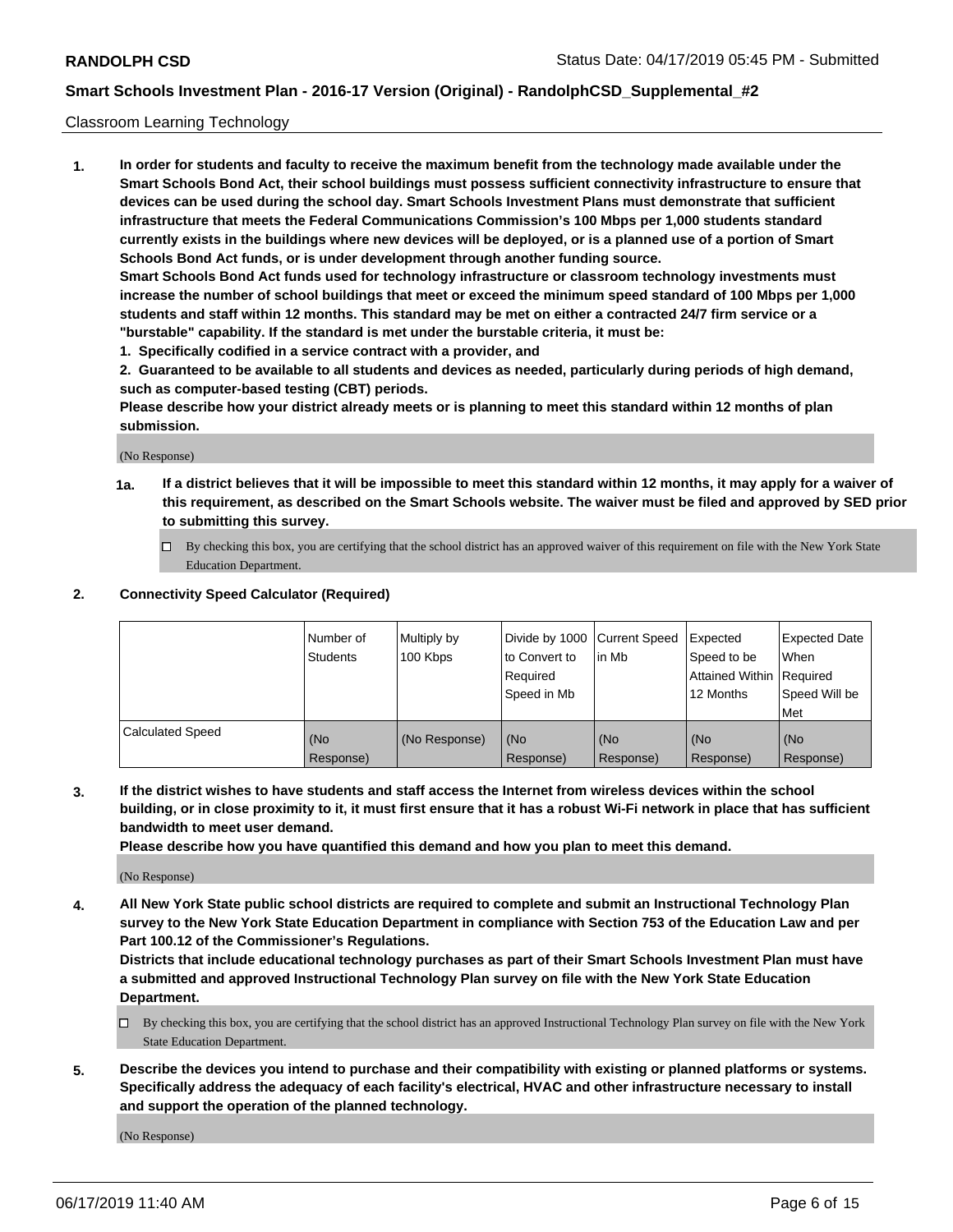Classroom Learning Technology

**1. In order for students and faculty to receive the maximum benefit from the technology made available under the Smart Schools Bond Act, their school buildings must possess sufficient connectivity infrastructure to ensure that devices can be used during the school day. Smart Schools Investment Plans must demonstrate that sufficient infrastructure that meets the Federal Communications Commission's 100 Mbps per 1,000 students standard currently exists in the buildings where new devices will be deployed, or is a planned use of a portion of Smart Schools Bond Act funds, or is under development through another funding source.**

**Smart Schools Bond Act funds used for technology infrastructure or classroom technology investments must increase the number of school buildings that meet or exceed the minimum speed standard of 100 Mbps per 1,000 students and staff within 12 months. This standard may be met on either a contracted 24/7 firm service or a "burstable" capability. If the standard is met under the burstable criteria, it must be:**

**1. Specifically codified in a service contract with a provider, and**

**2. Guaranteed to be available to all students and devices as needed, particularly during periods of high demand, such as computer-based testing (CBT) periods.**

**Please describe how your district already meets or is planning to meet this standard within 12 months of plan submission.**

(No Response)

**1a. If a district believes that it will be impossible to meet this standard within 12 months, it may apply for a waiver of this requirement, as described on the Smart Schools website. The waiver must be filed and approved by SED prior to submitting this survey.**

☐ By checking this box, you are certifying that the school district has an approved waiver of this requirement on file with the New York State Education Department.

**2. Connectivity Speed Calculator (Required)**

| | Number of Students | Multiply by 100 Kbps | Divide by 1000 to Convert to Required Speed in Mb | Current Speed in Mb | Expected Speed to be Attained Within 12 Months | Expected Date When Required Speed Will be Met |
|---|---|---|---|---|---|---|
| Calculated Speed | (No Response) | (No Response) | (No Response) | (No Response) | (No Response) | (No Response) |

**3. If the district wishes to have students and staff access the Internet from wireless devices within the school building, or in close proximity to it, it must first ensure that it has a robust Wi-Fi network in place that has sufficient bandwidth to meet user demand.**

**Please describe how you have quantified this demand and how you plan to meet this demand.**

(No Response)

**4. All New York State public school districts are required to complete and submit an Instructional Technology Plan survey to the New York State Education Department in compliance with Section 753 of the Education Law and per Part 100.12 of the Commissioner's Regulations.**

**Districts that include educational technology purchases as part of their Smart Schools Investment Plan must have a submitted and approved Instructional Technology Plan survey on file with the New York State Education Department.**

☐ By checking this box, you are certifying that the school district has an approved Instructional Technology Plan survey on file with the New York State Education Department.

**5. Describe the devices you intend to purchase and their compatibility with existing or planned platforms or systems. Specifically address the adequacy of each facility's electrical, HVAC and other infrastructure necessary to install and support the operation of the planned technology.**

(No Response)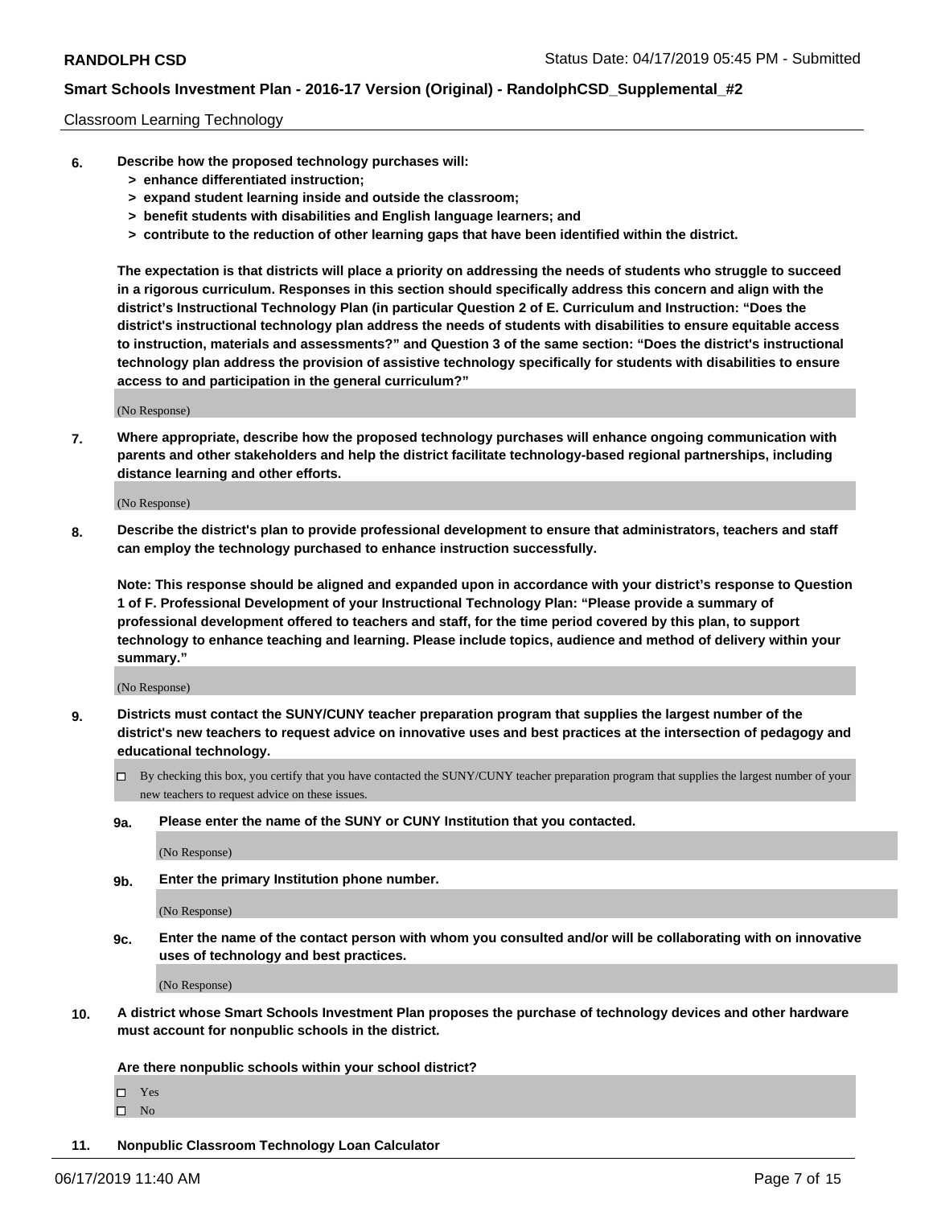Classroom Learning Technology

6. **Describe how the proposed technology purchases will:**
   - **> enhance differentiated instruction;**
   - **> expand student learning inside and outside the classroom;**
   - **> benefit students with disabilities and English language learners; and**
   - **> contribute to the reduction of other learning gaps that have been identified within the district.**

   **The expectation is that districts will place a priority on addressing the needs of students who struggle to succeed in a rigorous curriculum. Responses in this section should specifically address this concern and align with the district's Instructional Technology Plan (in particular Question 2 of E. Curriculum and Instruction: "Does the district's instructional technology plan address the needs of students with disabilities to ensure equitable access to instruction, materials and assessments?" and Question 3 of the same section: "Does the district's instructional technology plan address the provision of assistive technology specifically for students with disabilities to ensure access to and participation in the general curriculum?"**

   (No Response)

7. **Where appropriate, describe how the proposed technology purchases will enhance ongoing communication with parents and other stakeholders and help the district facilitate technology-based regional partnerships, including distance learning and other efforts.**

   (No Response)

8. **Describe the district's plan to provide professional development to ensure that administrators, teachers and staff can employ the technology purchased to enhance instruction successfully.**

   **Note: This response should be aligned and expanded upon in accordance with your district's response to Question 1 of F. Professional Development of your Instructional Technology Plan: "Please provide a summary of professional development offered to teachers and staff, for the time period covered by this plan, to support technology to enhance teaching and learning. Please include topics, audience and method of delivery within your summary."**

   (No Response)

9. **Districts must contact the SUNY/CUNY teacher preparation program that supplies the largest number of the district's new teachers to request advice on innovative uses and best practices at the intersection of pedagogy and educational technology.**

   - [ ] By checking this box, you certify that you have contacted the SUNY/CUNY teacher preparation program that supplies the largest number of your new teachers to request advice on these issues.

   **9a. Please enter the name of the SUNY or CUNY Institution that you contacted.**

   (No Response)

   **9b. Enter the primary Institution phone number.**

   (No Response)

   **9c. Enter the name of the contact person with whom you consulted and/or will be collaborating with on innovative uses of technology and best practices.**

   (No Response)

10. **A district whose Smart Schools Investment Plan proposes the purchase of technology devices and other hardware must account for nonpublic schools in the district.**

    **Are there nonpublic schools within your school district?**

    - [ ] Yes
    - [ ] No

11. **Nonpublic Classroom Technology Loan Calculator**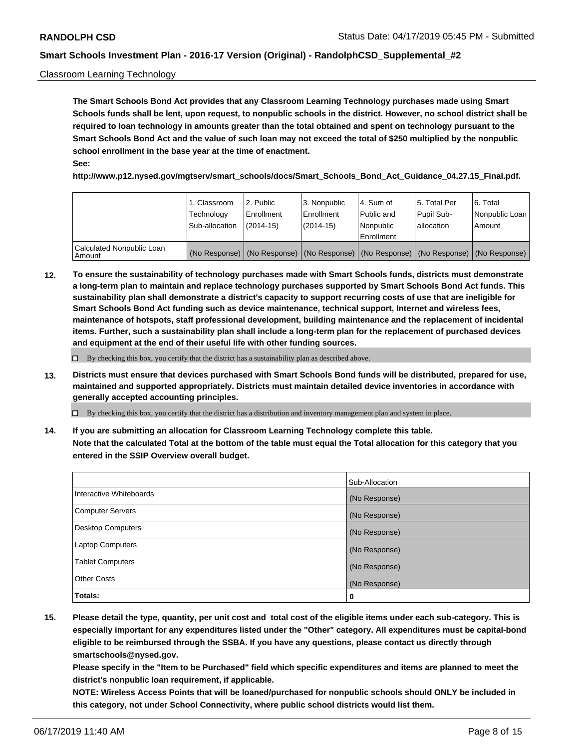Classroom Learning Technology

**The Smart Schools Bond Act provides that any Classroom Learning Technology purchases made using Smart Schools funds shall be lent, upon request, to nonpublic schools in the district. However, no school district shall be required to loan technology in amounts greater than the total obtained and spent on technology pursuant to the Smart Schools Bond Act and the value of such loan may not exceed the total of $250 multiplied by the nonpublic school enrollment in the base year at the time of enactment.**

**See:**

**http://www.p12.nysed.gov/mgtserv/smart_schools/docs/Smart_Schools_Bond_Act_Guidance_04.27.15_Final.pdf.**

| | 1. Classroom Technology Sub-allocation | 2. Public Enrollment (2014-15) | 3. Nonpublic Enrollment (2014-15) | 4. Sum of Public and Nonpublic Enrollment | 5. Total Per Pupil Sub-allocation | 6. Total Nonpublic Loan Amount |
|---|---|---|---|---|---|---|
| Calculated Nonpublic Loan Amount | (No Response) | (No Response) | (No Response) | (No Response) | (No Response) | (No Response) |

**12. To ensure the sustainability of technology purchases made with Smart Schools funds, districts must demonstrate a long-term plan to maintain and replace technology purchases supported by Smart Schools Bond Act funds. This sustainability plan shall demonstrate a district's capacity to support recurring costs of use that are ineligible for Smart Schools Bond Act funding such as device maintenance, technical support, Internet and wireless fees, maintenance of hotspots, staff professional development, building maintenance and the replacement of incidental items. Further, such a sustainability plan shall include a long-term plan for the replacement of purchased devices and equipment at the end of their useful life with other funding sources.**

☐ By checking this box, you certify that the district has a sustainability plan as described above.

**13. Districts must ensure that devices purchased with Smart Schools Bond funds will be distributed, prepared for use, maintained and supported appropriately. Districts must maintain detailed device inventories in accordance with generally accepted accounting principles.**

☐ By checking this box, you certify that the district has a distribution and inventory management plan and system in place.

**14. If you are submitting an allocation for Classroom Learning Technology complete this table. Note that the calculated Total at the bottom of the table must equal the Total allocation for this category that you entered in the SSIP Overview overall budget.**

| | Sub-Allocation |
|---|---|
| Interactive Whiteboards | (No Response) |
| Computer Servers | (No Response) |
| Desktop Computers | (No Response) |
| Laptop Computers | (No Response) |
| Tablet Computers | (No Response) |
| Other Costs | (No Response) |
| **Totals:** | **0** |

**15. Please detail the type, quantity, per unit cost and total cost of the eligible items under each sub-category. This is especially important for any expenditures listed under the "Other" category. All expenditures must be capital-bond eligible to be reimbursed through the SSBA. If you have any questions, please contact us directly through smartschools@nysed.gov.**

**Please specify in the "Item to be Purchased" field which specific expenditures and items are planned to meet the district's nonpublic loan requirement, if applicable.**

**NOTE: Wireless Access Points that will be loaned/purchased for nonpublic schools should ONLY be included in this category, not under School Connectivity, where public school districts would list them.**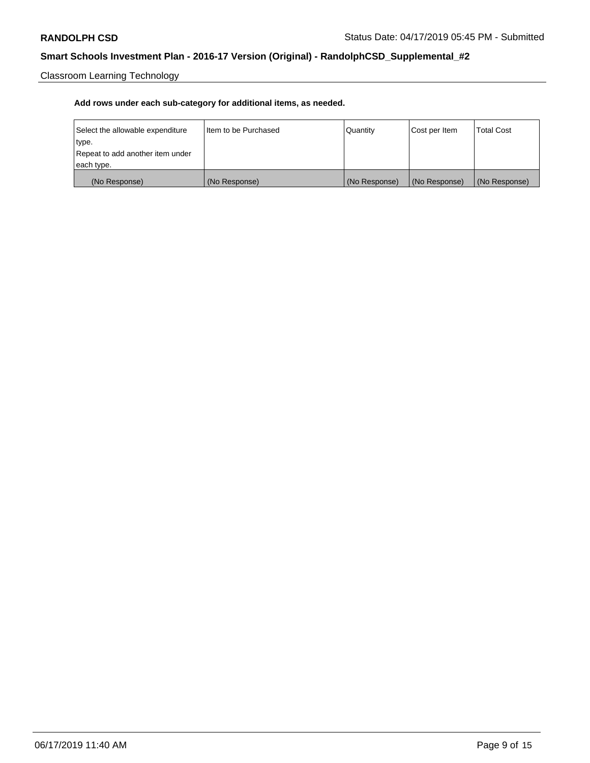Classroom Learning Technology

**Add rows under each sub-category for additional items, as needed.**

| Select the allowable expenditure type. Repeat to add another item under each type. | Item to be Purchased | Quantity | Cost per Item | Total Cost |
|---|---|---|---|---|
| (No Response) | (No Response) | (No Response) | (No Response) | (No Response) |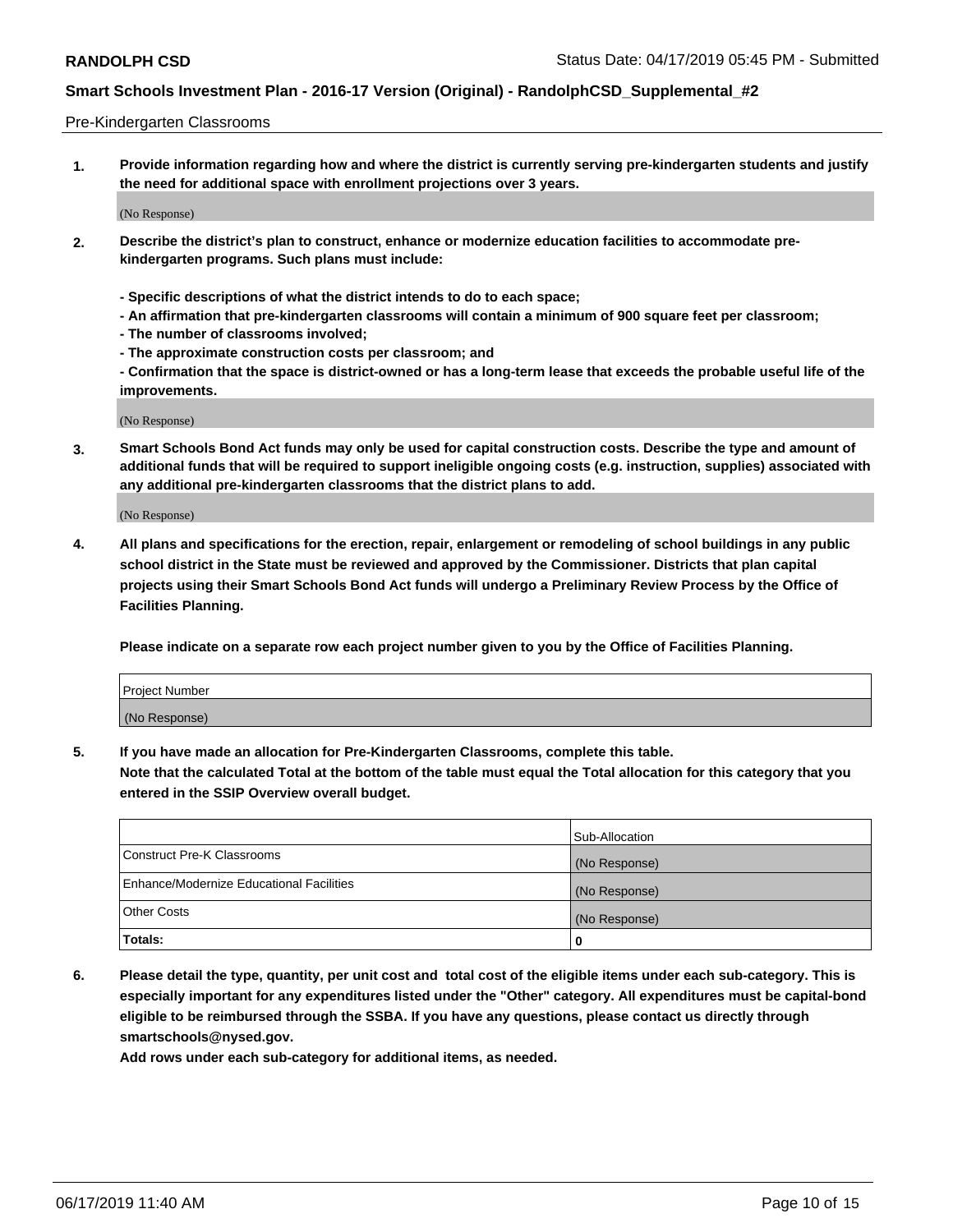Pre-Kindergarten Classrooms

1. **Provide information regarding how and where the district is currently serving pre-kindergarten students and justify the need for additional space with enrollment projections over 3 years.**

   (No Response)

2. **Describe the district's plan to construct, enhance or modernize education facilities to accommodate pre-kindergarten programs. Such plans must include:**

   **- Specific descriptions of what the district intends to do to each space;**
   **- An affirmation that pre-kindergarten classrooms will contain a minimum of 900 square feet per classroom;**
   **- The number of classrooms involved;**
   **- The approximate construction costs per classroom; and**
   **- Confirmation that the space is district-owned or has a long-term lease that exceeds the probable useful life of the improvements.**

   (No Response)

3. **Smart Schools Bond Act funds may only be used for capital construction costs. Describe the type and amount of additional funds that will be required to support ineligible ongoing costs (e.g. instruction, supplies) associated with any additional pre-kindergarten classrooms that the district plans to add.**

   (No Response)

4. **All plans and specifications for the erection, repair, enlargement or remodeling of school buildings in any public school district in the State must be reviewed and approved by the Commissioner. Districts that plan capital projects using their Smart Schools Bond Act funds will undergo a Preliminary Review Process by the Office of Facilities Planning.**

   **Please indicate on a separate row each project number given to you by the Office of Facilities Planning.**

| Project Number |
|---|
| (No Response) |

5. **If you have made an allocation for Pre-Kindergarten Classrooms, complete this table.**
   **Note that the calculated Total at the bottom of the table must equal the Total allocation for this category that you entered in the SSIP Overview overall budget.**

| | Sub-Allocation |
|---|---|
| Construct Pre-K Classrooms | (No Response) |
| Enhance/Modernize Educational Facilities | (No Response) |
| Other Costs | (No Response) |
| **Totals:** | **0** |

6. **Please detail the type, quantity, per unit cost and total cost of the eligible items under each sub-category. This is especially important for any expenditures listed under the "Other" category. All expenditures must be capital-bond eligible to be reimbursed through the SSBA. If you have any questions, please contact us directly through smartschools@nysed.gov.**
   **Add rows under each sub-category for additional items, as needed.**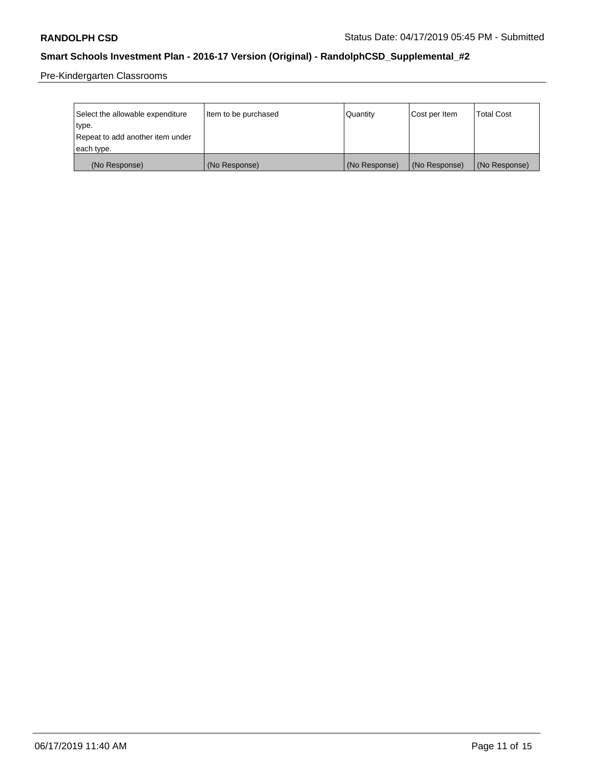Pre-Kindergarten Classrooms

| Select the allowable expenditure type. Repeat to add another item under each type. | Item to be purchased | Quantity | Cost per Item | Total Cost |
|---|---|---|---|---|
| (No Response) | (No Response) | (No Response) | (No Response) | (No Response) |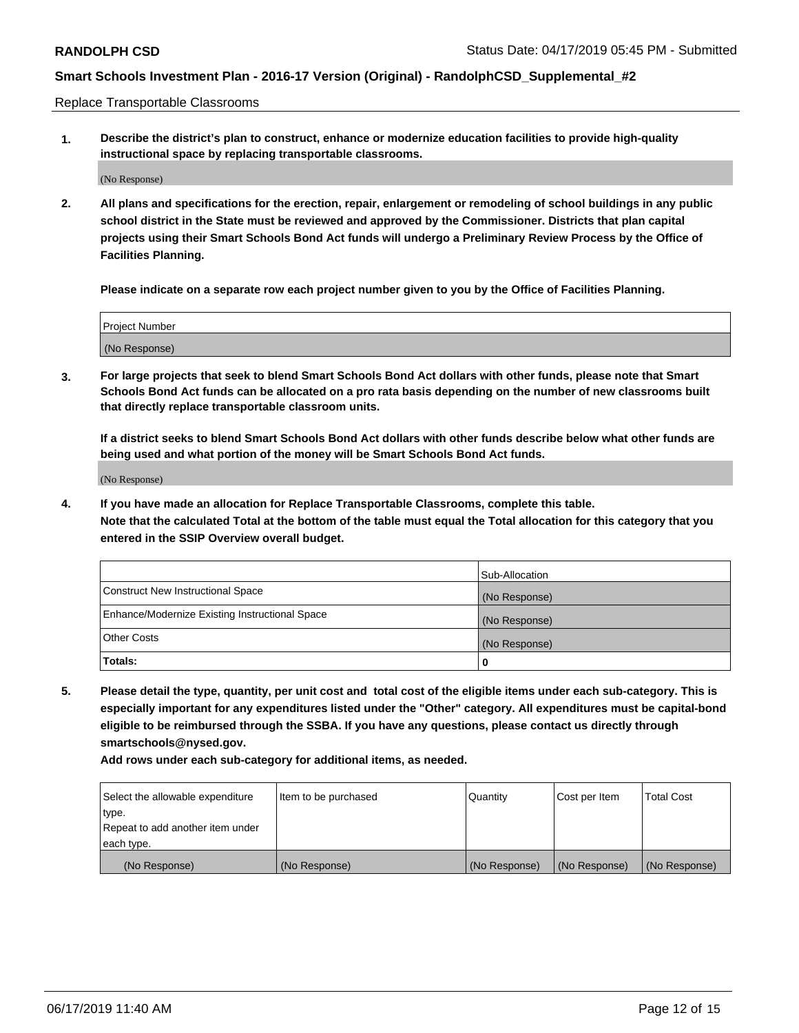Replace Transportable Classrooms

1. **Describe the district's plan to construct, enhance or modernize education facilities to provide high-quality instructional space by replacing transportable classrooms.**

(No Response)

2. **All plans and specifications for the erection, repair, enlargement or remodeling of school buildings in any public school district in the State must be reviewed and approved by the Commissioner. Districts that plan capital projects using their Smart Schools Bond Act funds will undergo a Preliminary Review Process by the Office of Facilities Planning.**

**Please indicate on a separate row each project number given to you by the Office of Facilities Planning.**

| Project Number |
| --- |
| (No Response) |

3. **For large projects that seek to blend Smart Schools Bond Act dollars with other funds, please note that Smart Schools Bond Act funds can be allocated on a pro rata basis depending on the number of new classrooms built that directly replace transportable classroom units.**

**If a district seeks to blend Smart Schools Bond Act dollars with other funds describe below what other funds are being used and what portion of the money will be Smart Schools Bond Act funds.**

(No Response)

4. **If you have made an allocation for Replace Transportable Classrooms, complete this table. Note that the calculated Total at the bottom of the table must equal the Total allocation for this category that you entered in the SSIP Overview overall budget.**

| | Sub-Allocation |
| --- | --- |
| Construct New Instructional Space | (No Response) |
| Enhance/Modernize Existing Instructional Space | (No Response) |
| Other Costs | (No Response) |
| **Totals:** | **0** |

5. **Please detail the type, quantity, per unit cost and total cost of the eligible items under each sub-category. This is especially important for any expenditures listed under the "Other" category. All expenditures must be capital-bond eligible to be reimbursed through the SSBA. If you have any questions, please contact us directly through smartschools@nysed.gov.**

**Add rows under each sub-category for additional items, as needed.**

| Select the allowable expenditure type. Repeat to add another item under each type. | Item to be purchased | Quantity | Cost per Item | Total Cost |
| --- | --- | --- | --- | --- |
| (No Response) | (No Response) | (No Response) | (No Response) | (No Response) |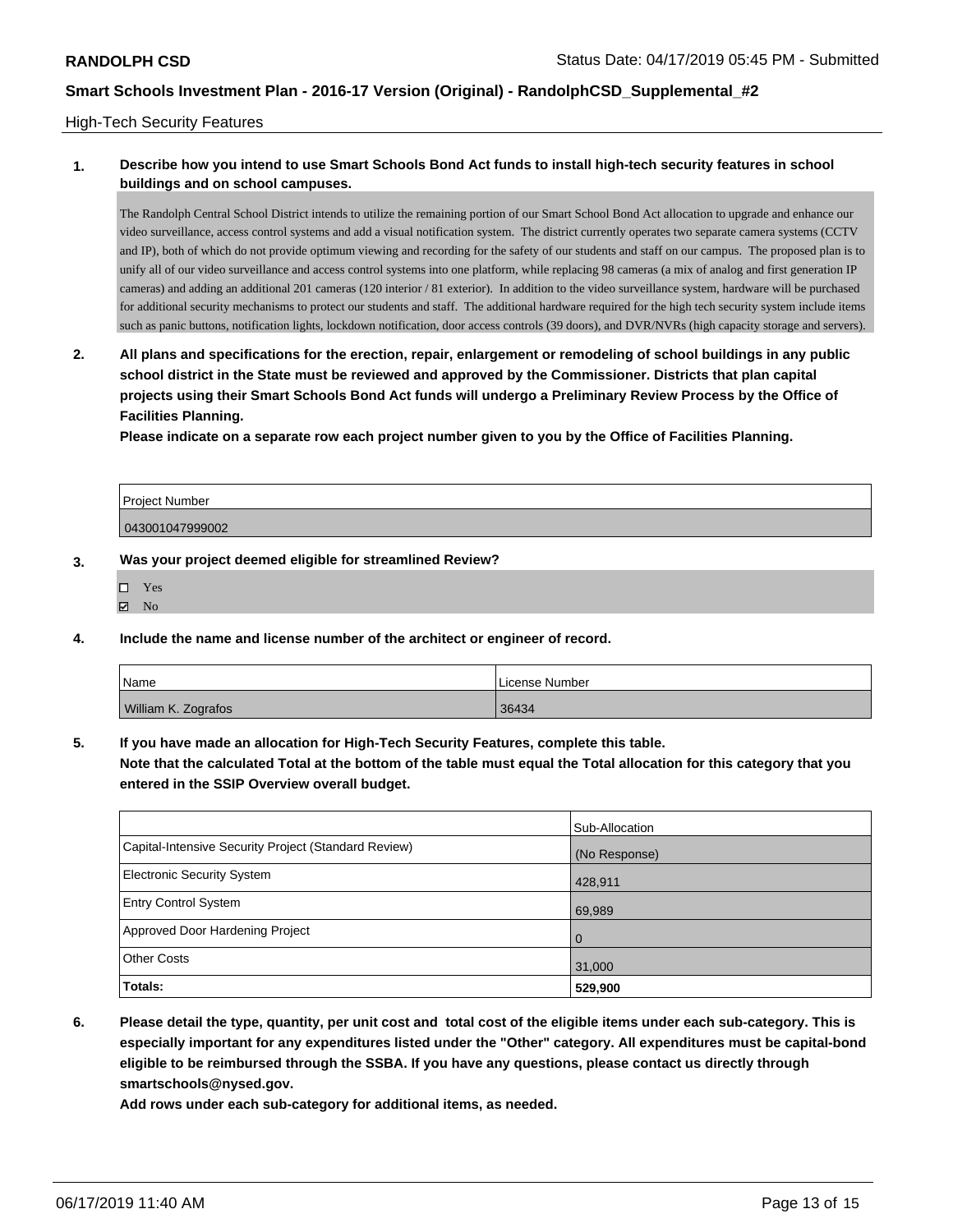## High-Tech Security Features

**1. Describe how you intend to use Smart Schools Bond Act funds to install high-tech security features in school buildings and on school campuses.**

The Randolph Central School District intends to utilize the remaining portion of our Smart School Bond Act allocation to upgrade and enhance our video surveillance, access control systems and add a visual notification system. The district currently operates two separate camera systems (CCTV and IP), both of which do not provide optimum viewing and recording for the safety of our students and staff on our campus. The proposed plan is to unify all of our video surveillance and access control systems into one platform, while replacing 98 cameras (a mix of analog and first generation IP cameras) and adding an additional 201 cameras (120 interior / 81 exterior). In addition to the video surveillance system, hardware will be purchased for additional security mechanisms to protect our students and staff. The additional hardware required for the high tech security system include items such as panic buttons, notification lights, lockdown notification, door access controls (39 doors), and DVR/NVRs (high capacity storage and servers).

**2. All plans and specifications for the erection, repair, enlargement or remodeling of school buildings in any public school district in the State must be reviewed and approved by the Commissioner. Districts that plan capital projects using their Smart Schools Bond Act funds will undergo a Preliminary Review Process by the Office of Facilities Planning.**

**Please indicate on a separate row each project number given to you by the Office of Facilities Planning.**

| Project Number |
|---|
| 043001047999002 |

**3. Was your project deemed eligible for streamlined Review?**

- ☐ Yes
- ☑ No

**4. Include the name and license number of the architect or engineer of record.**

| Name | License Number |
|---|---|
| William K. Zografos | 36434 |

**5. If you have made an allocation for High-Tech Security Features, complete this table.**
**Note that the calculated Total at the bottom of the table must equal the Total allocation for this category that you entered in the SSIP Overview overall budget.**

| | Sub-Allocation |
|---|---|
| Capital-Intensive Security Project (Standard Review) | (No Response) |
| Electronic Security System | 428,911 |
| Entry Control System | 69,989 |
| Approved Door Hardening Project | 0 |
| Other Costs | 31,000 |
| **Totals:** | **529,900** |

**6. Please detail the type, quantity, per unit cost and total cost of the eligible items under each sub-category. This is especially important for any expenditures listed under the "Other" category. All expenditures must be capital-bond eligible to be reimbursed through the SSBA. If you have any questions, please contact us directly through smartschools@nysed.gov.**

**Add rows under each sub-category for additional items, as needed.**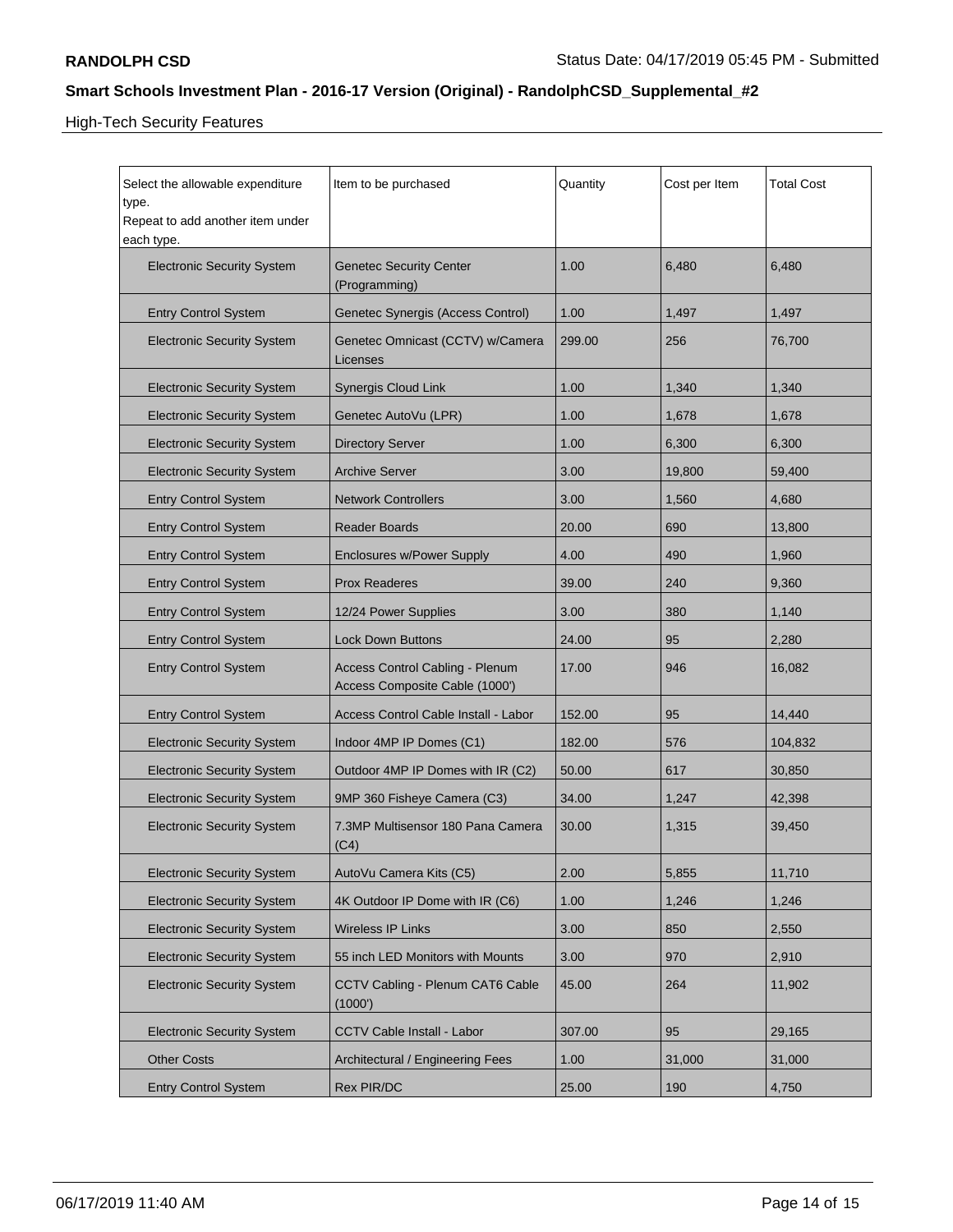High-Tech Security Features

| Select the allowable expenditure type. Repeat to add another item under each type. | Item to be purchased | Quantity | Cost per Item | Total Cost |
|---|---|---|---|---|
| Electronic Security System | Genetec Security Center (Programming) | 1.00 | 6,480 | 6,480 |
| Entry Control System | Genetec Synergis (Access Control) | 1.00 | 1,497 | 1,497 |
| Electronic Security System | Genetec Omnicast (CCTV) w/Camera Licenses | 299.00 | 256 | 76,700 |
| Electronic Security System | Synergis Cloud Link | 1.00 | 1,340 | 1,340 |
| Electronic Security System | Genetec AutoVu (LPR) | 1.00 | 1,678 | 1,678 |
| Electronic Security System | Directory Server | 1.00 | 6,300 | 6,300 |
| Electronic Security System | Archive Server | 3.00 | 19,800 | 59,400 |
| Entry Control System | Network Controllers | 3.00 | 1,560 | 4,680 |
| Entry Control System | Reader Boards | 20.00 | 690 | 13,800 |
| Entry Control System | Enclosures w/Power Supply | 4.00 | 490 | 1,960 |
| Entry Control System | Prox Readeres | 39.00 | 240 | 9,360 |
| Entry Control System | 12/24 Power Supplies | 3.00 | 380 | 1,140 |
| Entry Control System | Lock Down Buttons | 24.00 | 95 | 2,280 |
| Entry Control System | Access Control Cabling - Plenum Access Composite Cable (1000') | 17.00 | 946 | 16,082 |
| Entry Control System | Access Control Cable Install - Labor | 152.00 | 95 | 14,440 |
| Electronic Security System | Indoor 4MP IP Domes (C1) | 182.00 | 576 | 104,832 |
| Electronic Security System | Outdoor 4MP IP Domes with IR (C2) | 50.00 | 617 | 30,850 |
| Electronic Security System | 9MP 360 Fisheye Camera (C3) | 34.00 | 1,247 | 42,398 |
| Electronic Security System | 7.3MP Multisensor 180 Pana Camera (C4) | 30.00 | 1,315 | 39,450 |
| Electronic Security System | AutoVu Camera Kits (C5) | 2.00 | 5,855 | 11,710 |
| Electronic Security System | 4K Outdoor IP Dome with IR (C6) | 1.00 | 1,246 | 1,246 |
| Electronic Security System | Wireless IP Links | 3.00 | 850 | 2,550 |
| Electronic Security System | 55 inch LED Monitors with Mounts | 3.00 | 970 | 2,910 |
| Electronic Security System | CCTV Cabling - Plenum CAT6 Cable (1000') | 45.00 | 264 | 11,902 |
| Electronic Security System | CCTV Cable Install - Labor | 307.00 | 95 | 29,165 |
| Other Costs | Architectural / Engineering Fees | 1.00 | 31,000 | 31,000 |
| Entry Control System | Rex PIR/DC | 25.00 | 190 | 4,750 |